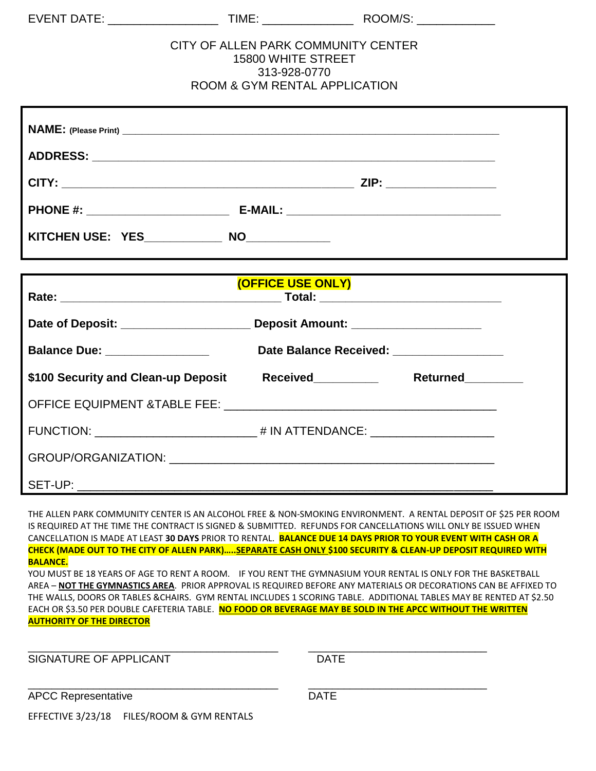EVENT DATE: _________________ TIME: ______________ ROOM/S: ____________

CITY OF ALLEN PARK COMMUNITY CENTER
15800 WHITE STREET
313-928-0770
ROOM & GYM RENTAL APPLICATION

**NAME:** (Please Print) ______________________________________________

**ADDRESS:** ______________________________________________

**CITY:** ______________________________ **ZIP:** _________________

**PHONE #:** ______________________ **E-MAIL:** ______________________________

**KITCHEN USE: YES**____________ **NO**_____________

**(OFFICE USE ONLY)**

**Rate:** ______________________________ **Total:** ____________________________

**Date of Deposit:** ____________________ **Deposit Amount:** ____________________

**Balance Due:** ________________ **Date Balance Received:** _________________

**$100 Security and Clean-up Deposit** **Received**__________ **Returned**_________

OFFICE EQUIPMENT &TABLE FEE: __________________________________________

FUNCTION: _________________________ # IN ATTENDANCE: ___________________

GROUP/ORGANIZATION: ______________________________________________

SET-UP: __________________________________________________________

THE ALLEN PARK COMMUNITY CENTER IS AN ALCOHOL FREE & NON-SMOKING ENVIRONMENT. A RENTAL DEPOSIT OF $25 PER ROOM IS REQUIRED AT THE TIME THE CONTRACT IS SIGNED & SUBMITTED. REFUNDS FOR CANCELLATIONS WILL ONLY BE ISSUED WHEN CANCELLATION IS MADE AT LEAST **30 DAYS** PRIOR TO RENTAL. **BALANCE DUE 14 DAYS PRIOR TO YOUR EVENT WITH CASH OR A CHECK (MADE OUT TO THE CITY OF ALLEN PARK)…..SEPARATE CASH ONLY $100 SECURITY & CLEAN-UP DEPOSIT REQUIRED WITH BALANCE.**

YOU MUST BE 18 YEARS OF AGE TO RENT A ROOM. IF YOU RENT THE GYMNASIUM YOUR RENTAL IS ONLY FOR THE BASKETBALL AREA – **NOT THE GYMNASTICS AREA**. PRIOR APPROVAL IS REQUIRED BEFORE ANY MATERIALS OR DECORATIONS CAN BE AFFIXED TO THE WALLS, DOORS OR TABLES &CHAIRS. GYM RENTAL INCLUDES 1 SCORING TABLE. ADDITIONAL TABLES MAY BE RENTED AT $2.50 EACH OR $3.50 PER DOUBLE CAFETERIA TABLE. **NO FOOD OR BEVERAGE MAY BE SOLD IN THE APCC WITHOUT THE WRITTEN AUTHORITY OF THE DIRECTOR**

_______________________________________ _____________________________

SIGNATURE OF APPLICANT DATE

_______________________________________ _____________________________

APCC Representative DATE

EFFECTIVE 3/23/18 FILES/ROOM & GYM RENTALS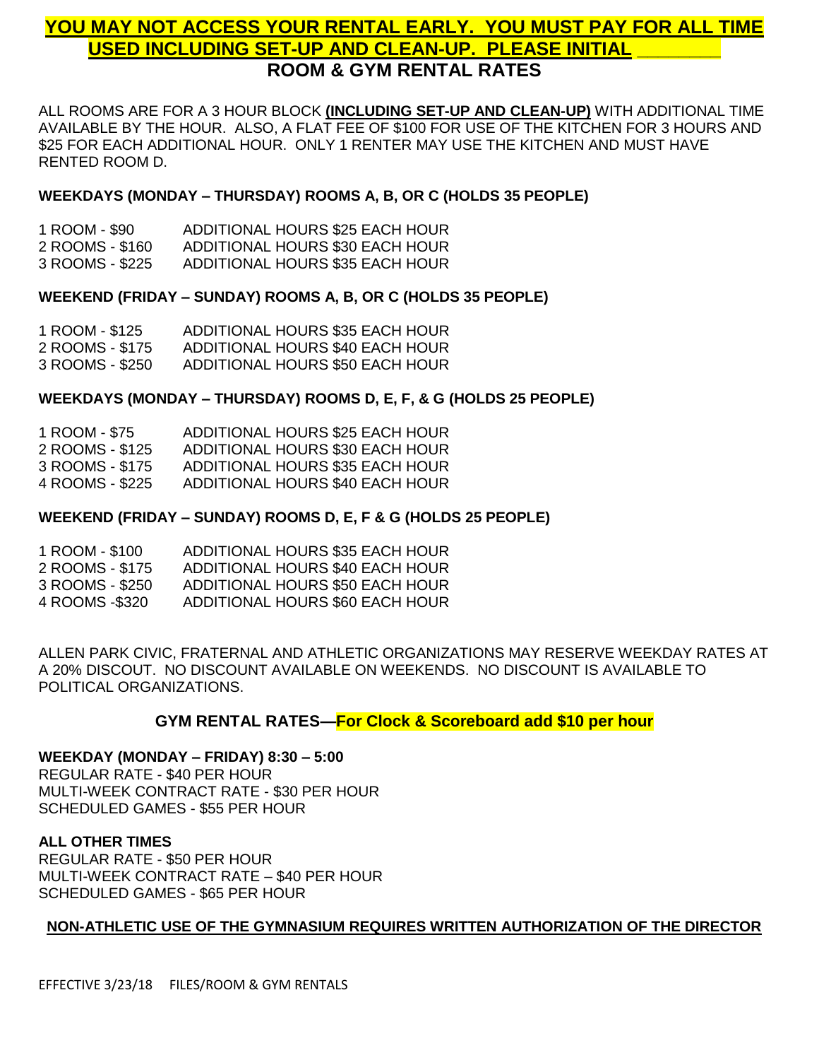**YOU MAY NOT ACCESS YOUR RENTAL EARLY. YOU MUST PAY FOR ALL TIME USED INCLUDING SET-UP AND CLEAN-UP. PLEASE INITIAL \_\_\_\_\_\_\_\_**

# ROOM & GYM RENTAL RATES

ALL ROOMS ARE FOR A 3 HOUR BLOCK **(INCLUDING SET-UP AND CLEAN-UP)** WITH ADDITIONAL TIME AVAILABLE BY THE HOUR. ALSO, A FLAT FEE OF $100 FOR USE OF THE KITCHEN FOR 3 HOURS AND $25 FOR EACH ADDITIONAL HOUR. ONLY 1 RENTER MAY USE THE KITCHEN AND MUST HAVE RENTED ROOM D.

**WEEKDAYS (MONDAY – THURSDAY) ROOMS A, B, OR C (HOLDS 35 PEOPLE)**

| | |
|---|---|
| 1 ROOM - $90 | ADDITIONAL HOURS $25 EACH HOUR |
| 2 ROOMS - $160 | ADDITIONAL HOURS $30 EACH HOUR |
| 3 ROOMS - $225 | ADDITIONAL HOURS $35 EACH HOUR |

**WEEKEND (FRIDAY – SUNDAY) ROOMS A, B, OR C (HOLDS 35 PEOPLE)**

| | |
|---|---|
| 1 ROOM - $125 | ADDITIONAL HOURS $35 EACH HOUR |
| 2 ROOMS - $175 | ADDITIONAL HOURS $40 EACH HOUR |
| 3 ROOMS - $250 | ADDITIONAL HOURS $50 EACH HOUR |

**WEEKDAYS (MONDAY – THURSDAY) ROOMS D, E, F, & G (HOLDS 25 PEOPLE)**

| | |
|---|---|
| 1 ROOM - $75 | ADDITIONAL HOURS $25 EACH HOUR |
| 2 ROOMS - $125 | ADDITIONAL HOURS $30 EACH HOUR |
| 3 ROOMS - $175 | ADDITIONAL HOURS $35 EACH HOUR |
| 4 ROOMS - $225 | ADDITIONAL HOURS $40 EACH HOUR |

**WEEKEND (FRIDAY – SUNDAY) ROOMS D, E, F & G (HOLDS 25 PEOPLE)**

| | |
|---|---|
| 1 ROOM - $100 | ADDITIONAL HOURS $35 EACH HOUR |
| 2 ROOMS - $175 | ADDITIONAL HOURS $40 EACH HOUR |
| 3 ROOMS - $250 | ADDITIONAL HOURS $50 EACH HOUR |
| 4 ROOMS -$320 | ADDITIONAL HOURS $60 EACH HOUR |

ALLEN PARK CIVIC, FRATERNAL AND ATHLETIC ORGANIZATIONS MAY RESERVE WEEKDAY RATES AT A 20% DISCOUT. NO DISCOUNT AVAILABLE ON WEEKENDS. NO DISCOUNT IS AVAILABLE TO POLITICAL ORGANIZATIONS.

## GYM RENTAL RATES—For Clock & Scoreboard add $10 per hour

**WEEKDAY (MONDAY – FRIDAY) 8:30 – 5:00**
REGULAR RATE - $40 PER HOUR
MULTI-WEEK CONTRACT RATE - $30 PER HOUR
SCHEDULED GAMES - $55 PER HOUR

**ALL OTHER TIMES**
REGULAR RATE - $50 PER HOUR
MULTI-WEEK CONTRACT RATE – $40 PER HOUR
SCHEDULED GAMES - $65 PER HOUR

**NON-ATHLETIC USE OF THE GYMNASIUM REQUIRES WRITTEN AUTHORIZATION OF THE DIRECTOR**

EFFECTIVE 3/23/18 FILES/ROOM & GYM RENTALS